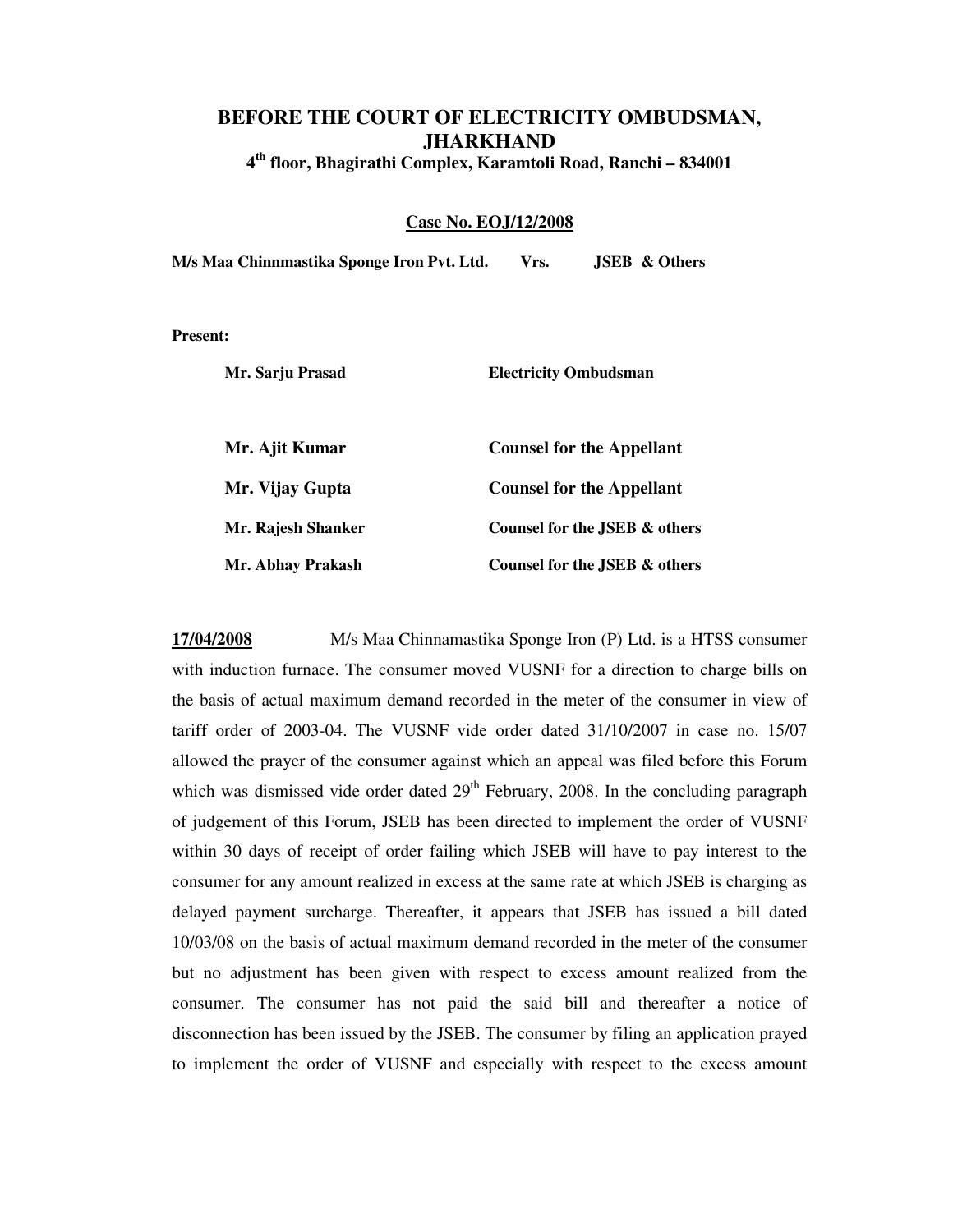# BEFORE THE COURT OF ELECTRICITY OMBUDSMAN, JHARKHAND

**4th floor, Bhagirathi Complex, Karamtoli Road, Ranchi – 834001**

**Case No. EOJ/12/2008**

**M/s Maa Chinnmastika Sponge Iron Pvt. Ltd. Vrs. JSEB & Others**

**Present:**

| | |
|---|---|
| **Mr. Sarju Prasad** | **Electricity Ombudsman** |
| **Mr. Ajit Kumar** | **Counsel for the Appellant** |
| **Mr. Vijay Gupta** | **Counsel for the Appellant** |
| **Mr. Rajesh Shanker** | **Counsel for the JSEB & others** |
| **Mr. Abhay Prakash** | **Counsel for the JSEB & others** |

**17/04/2008** M/s Maa Chinnamastika Sponge Iron (P) Ltd. is a HTSS consumer with induction furnace. The consumer moved VUSNF for a direction to charge bills on the basis of actual maximum demand recorded in the meter of the consumer in view of tariff order of 2003-04. The VUSNF vide order dated 31/10/2007 in case no. 15/07 allowed the prayer of the consumer against which an appeal was filed before this Forum which was dismissed vide order dated 29th February, 2008. In the concluding paragraph of judgement of this Forum, JSEB has been directed to implement the order of VUSNF within 30 days of receipt of order failing which JSEB will have to pay interest to the consumer for any amount realized in excess at the same rate at which JSEB is charging as delayed payment surcharge. Thereafter, it appears that JSEB has issued a bill dated 10/03/08 on the basis of actual maximum demand recorded in the meter of the consumer but no adjustment has been given with respect to excess amount realized from the consumer. The consumer has not paid the said bill and thereafter a notice of disconnection has been issued by the JSEB. The consumer by filing an application prayed to implement the order of VUSNF and especially with respect to the excess amount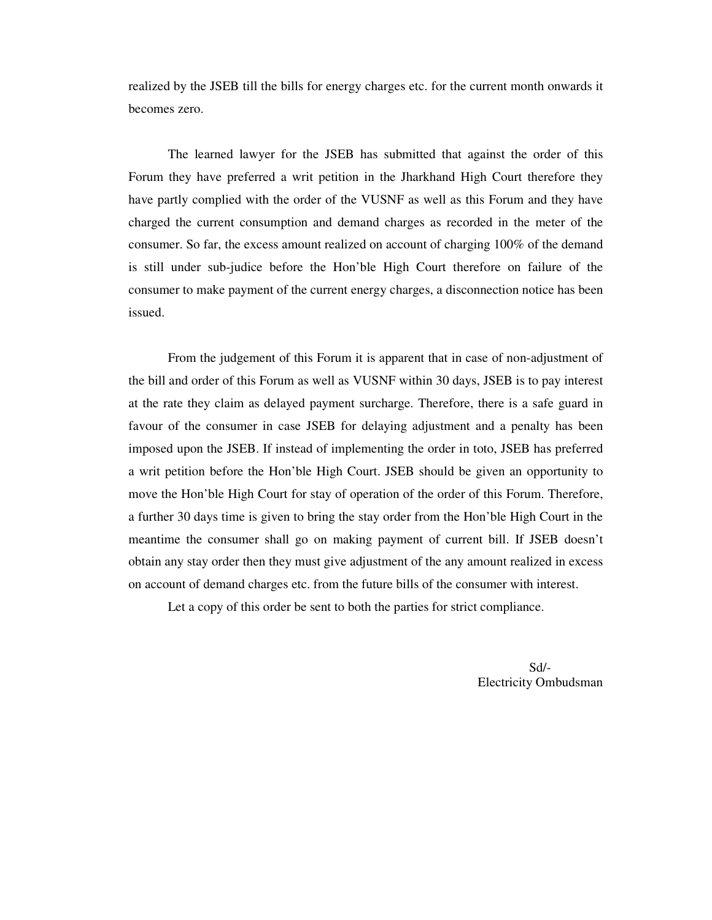realized by the JSEB till the bills for energy charges etc. for the current month onwards it becomes zero.

The learned lawyer for the JSEB has submitted that against the order of this Forum they have preferred a writ petition in the Jharkhand High Court therefore they have partly complied with the order of the VUSNF as well as this Forum and they have charged the current consumption and demand charges as recorded in the meter of the consumer. So far, the excess amount realized on account of charging 100% of the demand is still under sub-judice before the Hon'ble High Court therefore on failure of the consumer to make payment of the current energy charges, a disconnection notice has been issued.

From the judgement of this Forum it is apparent that in case of non-adjustment of the bill and order of this Forum as well as VUSNF within 30 days, JSEB is to pay interest at the rate they claim as delayed payment surcharge. Therefore, there is a safe guard in favour of the consumer in case JSEB for delaying adjustment and a penalty has been imposed upon the JSEB. If instead of implementing the order in toto, JSEB has preferred a writ petition before the Hon'ble High Court. JSEB should be given an opportunity to move the Hon'ble High Court for stay of operation of the order of this Forum. Therefore, a further 30 days time is given to bring the stay order from the Hon'ble High Court in the meantime the consumer shall go on making payment of current bill. If JSEB doesn't obtain any stay order then they must give adjustment of the any amount realized in excess on account of demand charges etc. from the future bills of the consumer with interest.

Let a copy of this order be sent to both the parties for strict compliance.

Sd/-
Electricity Ombudsman